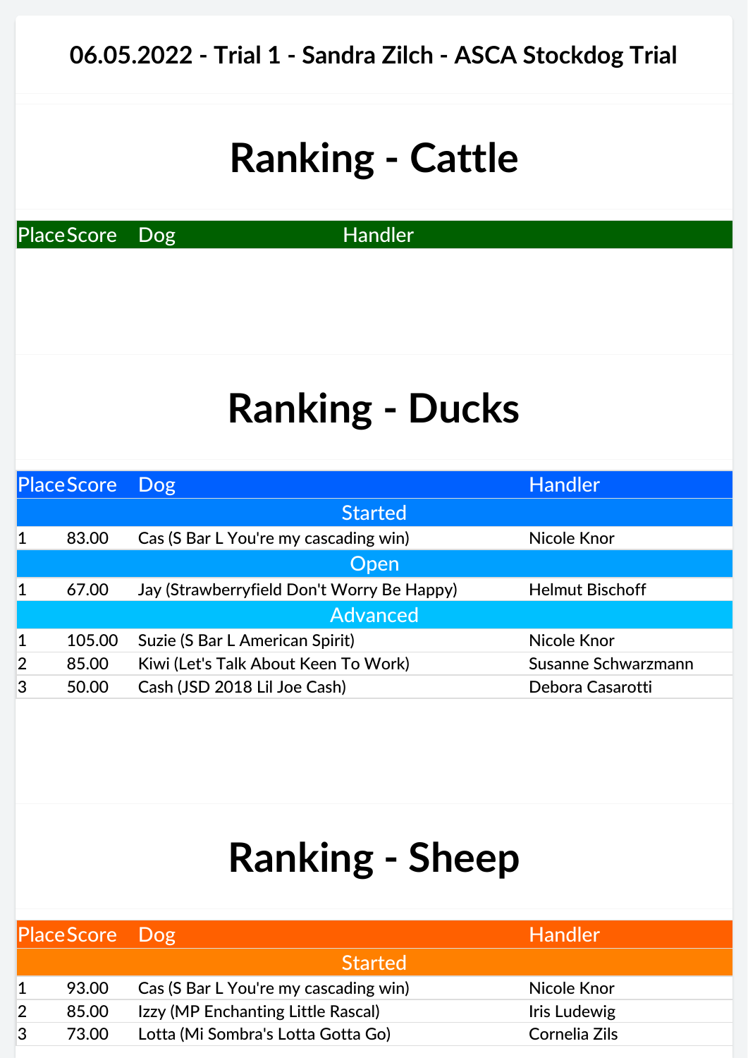# 06.05.2022 - Trial 1 - Sandra Zilch - ASCA Stockdog Trial

## Ranking - Cattle

| Place | Score | Dog | Handler |
|---|---|---|---|

## Ranking - Ducks

| Place | Score | Dog | Handler |
|---|---|---|---|
| | | Started | |
| 1 | 83.00 | Cas (S Bar L You're my cascading win) | Nicole Knor |
| | | Open | |
| 1 | 67.00 | Jay (Strawberryfield Don't Worry Be Happy) | Helmut Bischoff |
| | | Advanced | |
| 1 | 105.00 | Suzie (S Bar L American Spirit) | Nicole Knor |
| 2 | 85.00 | Kiwi (Let's Talk About Keen To Work) | Susanne Schwarzmann |
| 3 | 50.00 | Cash (JSD 2018 Lil Joe Cash) | Debora Casarotti |

## Ranking - Sheep

| Place | Score | Dog | Handler |
|---|---|---|---|
| | | Started | |
| 1 | 93.00 | Cas (S Bar L You're my cascading win) | Nicole Knor |
| 2 | 85.00 | Izzy (MP Enchanting Little Rascal) | Iris Ludewig |
| 3 | 73.00 | Lotta (Mi Sombra's Lotta Gotta Go) | Cornelia Zils |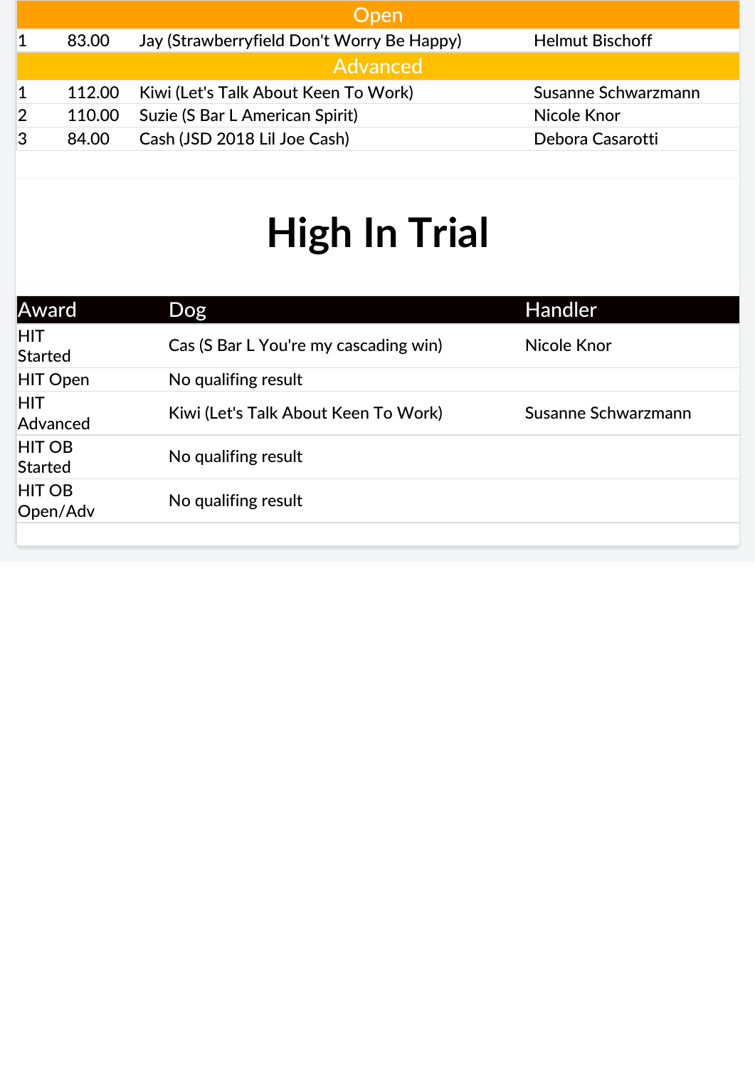| Open | | | |
|---|---|---|---|
| 1 | 83.00 | Jay (Strawberryfield Don't Worry Be Happy) | Helmut Bischoff |

| Advanced | | | |
|---|---|---|---|
| 1 | 112.00 | Kiwi (Let's Talk About Keen To Work) | Susanne Schwarzmann |
| 2 | 110.00 | Suzie (S Bar L American Spirit) | Nicole Knor |
| 3 | 84.00 | Cash (JSD 2018 Lil Joe Cash) | Debora Casarotti |

# High In Trial

| Award | Dog | Handler |
|---|---|---|
| HIT Started | Cas (S Bar L You're my cascading win) | Nicole Knor |
| HIT Open | No qualifing result | |
| HIT Advanced | Kiwi (Let's Talk About Keen To Work) | Susanne Schwarzmann |
| HIT OB Started | No qualifing result | |
| HIT OB Open/Adv | No qualifing result | |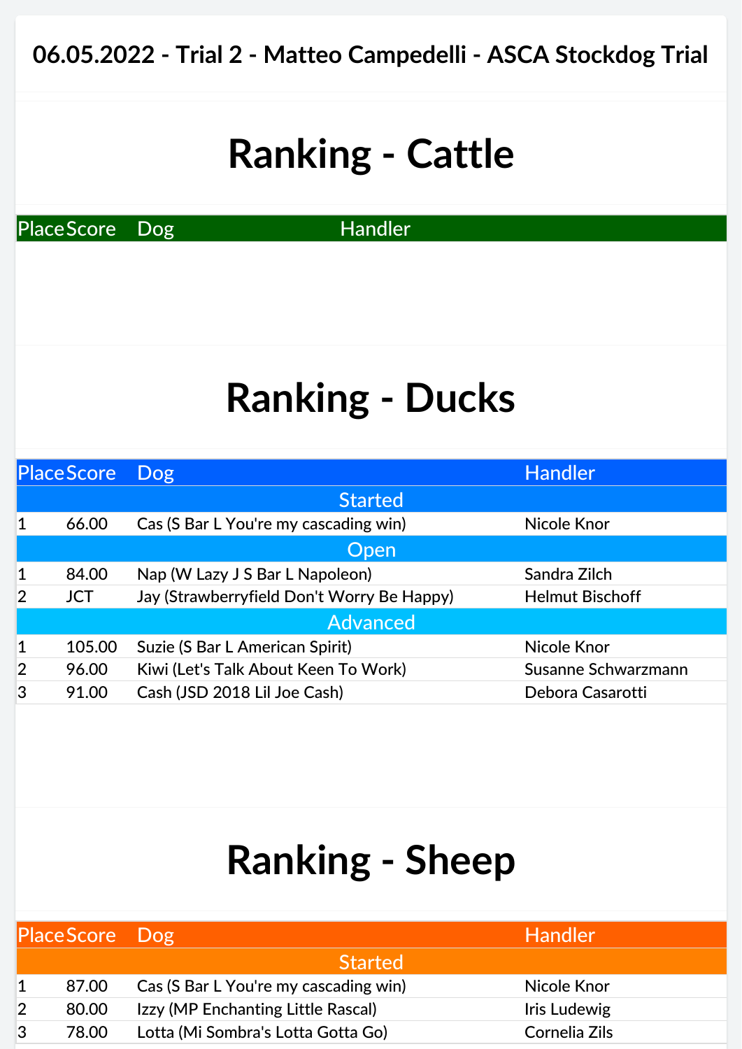# 06.05.2022 - Trial 2 - Matteo Campedelli - ASCA Stockdog Trial

## Ranking - Cattle

| Place | Score | Dog | Handler |
|---|---|---|---|

## Ranking - Ducks

| Place | Score | Dog | Handler |
|---|---|---|---|
| Started | | | |
| 1 | 66.00 | Cas (S Bar L You're my cascading win) | Nicole Knor |
| Open | | | |
| 1 | 84.00 | Nap (W Lazy J S Bar L Napoleon) | Sandra Zilch |
| 2 | JCT | Jay (Strawberryfield Don't Worry Be Happy) | Helmut Bischoff |
| Advanced | | | |
| 1 | 105.00 | Suzie (S Bar L American Spirit) | Nicole Knor |
| 2 | 96.00 | Kiwi (Let's Talk About Keen To Work) | Susanne Schwarzmann |
| 3 | 91.00 | Cash (JSD 2018 Lil Joe Cash) | Debora Casarotti |

## Ranking - Sheep

| Place | Score | Dog | Handler |
|---|---|---|---|
| Started | | | |
| 1 | 87.00 | Cas (S Bar L You're my cascading win) | Nicole Knor |
| 2 | 80.00 | Izzy (MP Enchanting Little Rascal) | Iris Ludewig |
| 3 | 78.00 | Lotta (Mi Sombra's Lotta Gotta Go) | Cornelia Zils |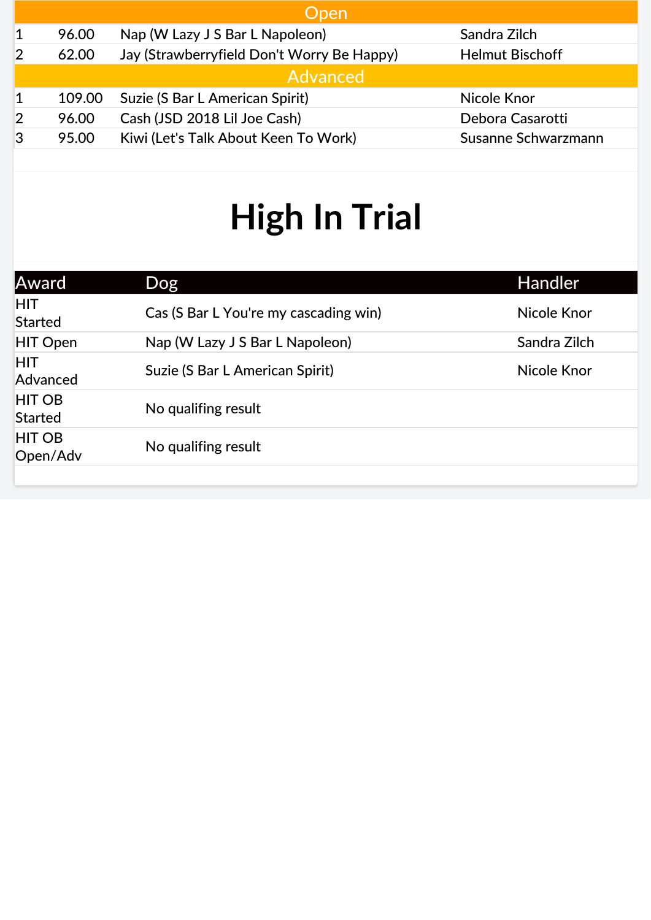| Open | | | |
|---|---|---|---|
| 1 | 96.00 | Nap (W Lazy J S Bar L Napoleon) | Sandra Zilch |
| 2 | 62.00 | Jay (Strawberryfield Don't Worry Be Happy) | Helmut Bischoff |

| Advanced | | | |
|---|---|---|---|
| 1 | 109.00 | Suzie (S Bar L American Spirit) | Nicole Knor |
| 2 | 96.00 | Cash (JSD 2018 Lil Joe Cash) | Debora Casarotti |
| 3 | 95.00 | Kiwi (Let's Talk About Keen To Work) | Susanne Schwarzmann |

# High In Trial

| Award | Dog | Handler |
|---|---|---|
| HIT Started | Cas (S Bar L You're my cascading win) | Nicole Knor |
| HIT Open | Nap (W Lazy J S Bar L Napoleon) | Sandra Zilch |
| HIT Advanced | Suzie (S Bar L American Spirit) | Nicole Knor |
| HIT OB Started | No qualifing result | |
| HIT OB Open/Adv | No qualifing result | |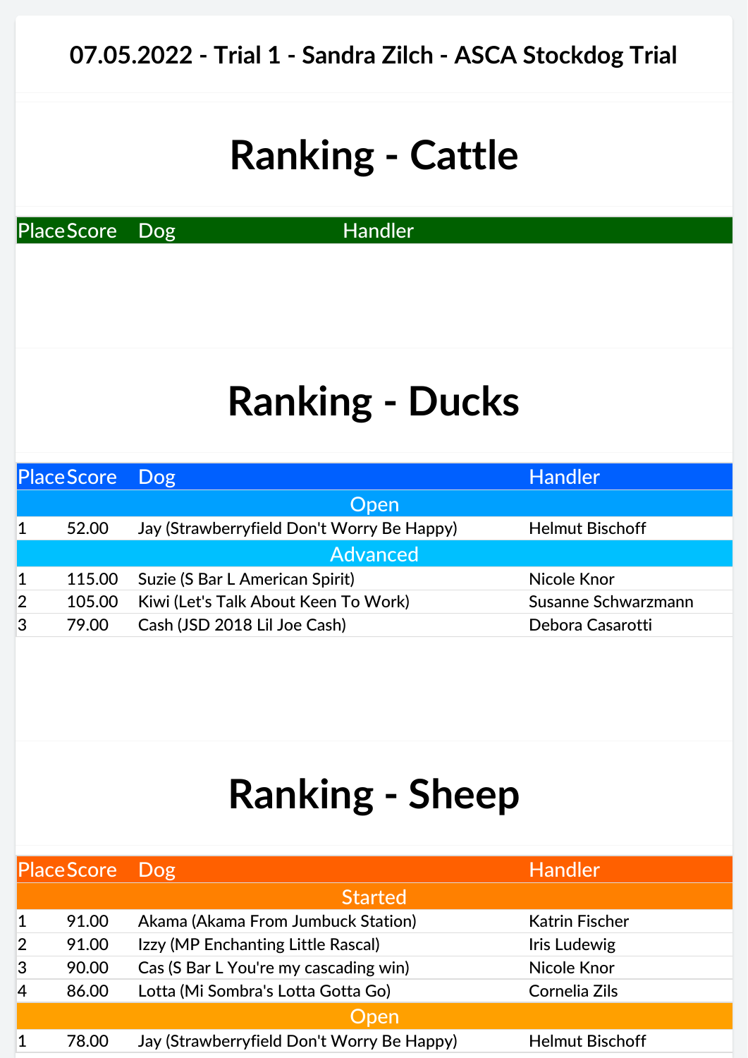# 07.05.2022 - Trial 1 - Sandra Zilch - ASCA Stockdog Trial

## Ranking - Cattle

| Place | Score | Dog | Handler |
|---|---|---|---|

## Ranking - Ducks

| Place | Score | Dog | Handler |
|---|---|---|---|
| | | **Open** | |
| 1 | 52.00 | Jay (Strawberryfield Don't Worry Be Happy) | Helmut Bischoff |
| | | **Advanced** | |
| 1 | 115.00 | Suzie (S Bar L American Spirit) | Nicole Knor |
| 2 | 105.00 | Kiwi (Let's Talk About Keen To Work) | Susanne Schwarzmann |
| 3 | 79.00 | Cash (JSD 2018 Lil Joe Cash) | Debora Casarotti |

## Ranking - Sheep

| Place | Score | Dog | Handler |
|---|---|---|---|
| | | **Started** | |
| 1 | 91.00 | Akama (Akama From Jumbuck Station) | Katrin Fischer |
| 2 | 91.00 | Izzy (MP Enchanting Little Rascal) | Iris Ludewig |
| 3 | 90.00 | Cas (S Bar L You're my cascading win) | Nicole Knor |
| 4 | 86.00 | Lotta (Mi Sombra's Lotta Gotta Go) | Cornelia Zils |
| | | **Open** | |
| 1 | 78.00 | Jay (Strawberryfield Don't Worry Be Happy) | Helmut Bischoff |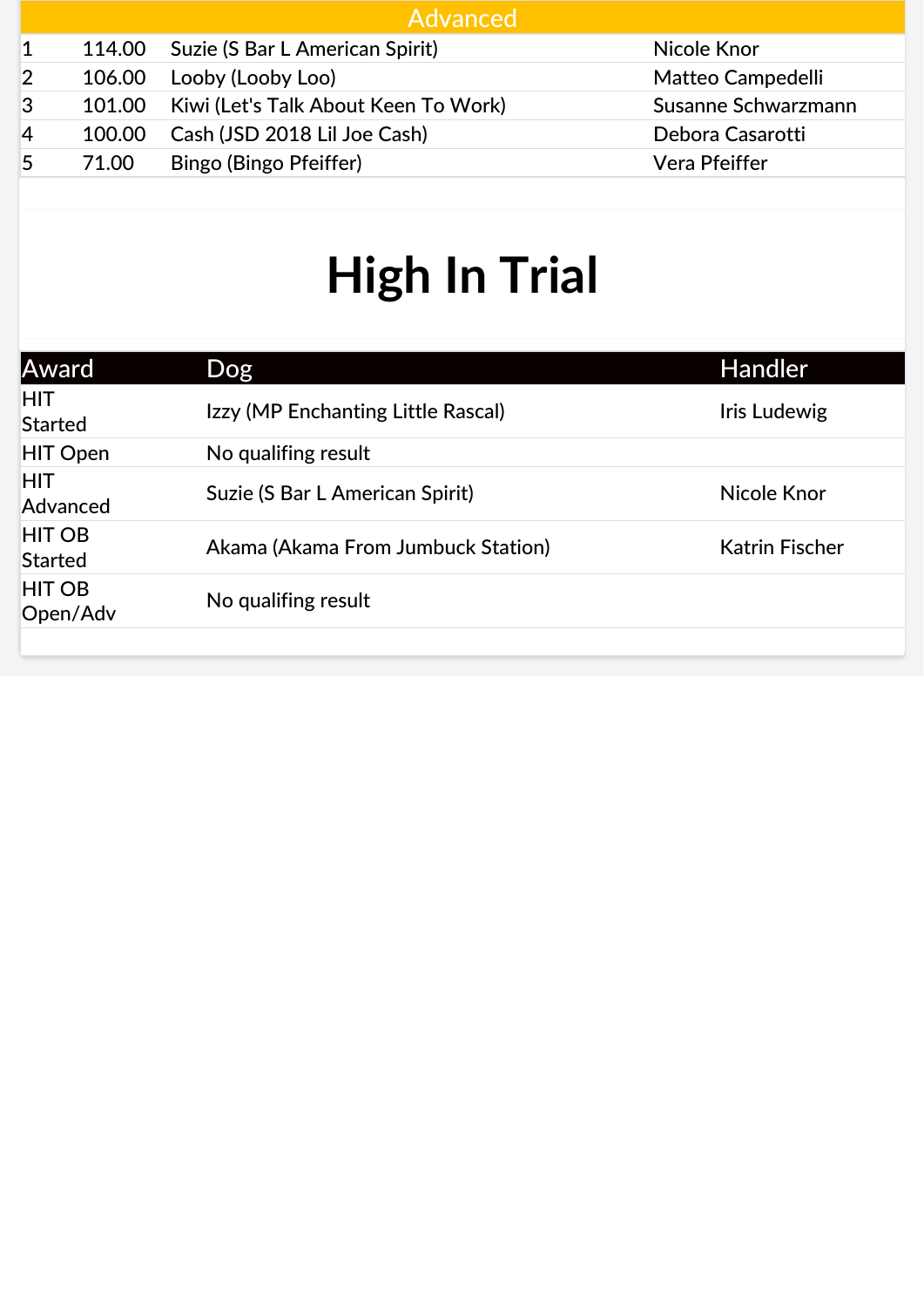| Advanced | | | |
|---|---|---|---|
| 1 | 114.00 | Suzie (S Bar L American Spirit) | Nicole Knor |
| 2 | 106.00 | Looby (Looby Loo) | Matteo Campedelli |
| 3 | 101.00 | Kiwi (Let's Talk About Keen To Work) | Susanne Schwarzmann |
| 4 | 100.00 | Cash (JSD 2018 Lil Joe Cash) | Debora Casarotti |
| 5 | 71.00 | Bingo (Bingo Pfeiffer) | Vera Pfeiffer |

# High In Trial

| Award | Dog | Handler |
|---|---|---|
| HIT Started | Izzy (MP Enchanting Little Rascal) | Iris Ludewig |
| HIT Open | No qualifing result | |
| HIT Advanced | Suzie (S Bar L American Spirit) | Nicole Knor |
| HIT OB Started | Akama (Akama From Jumbuck Station) | Katrin Fischer |
| HIT OB Open/Adv | No qualifing result | |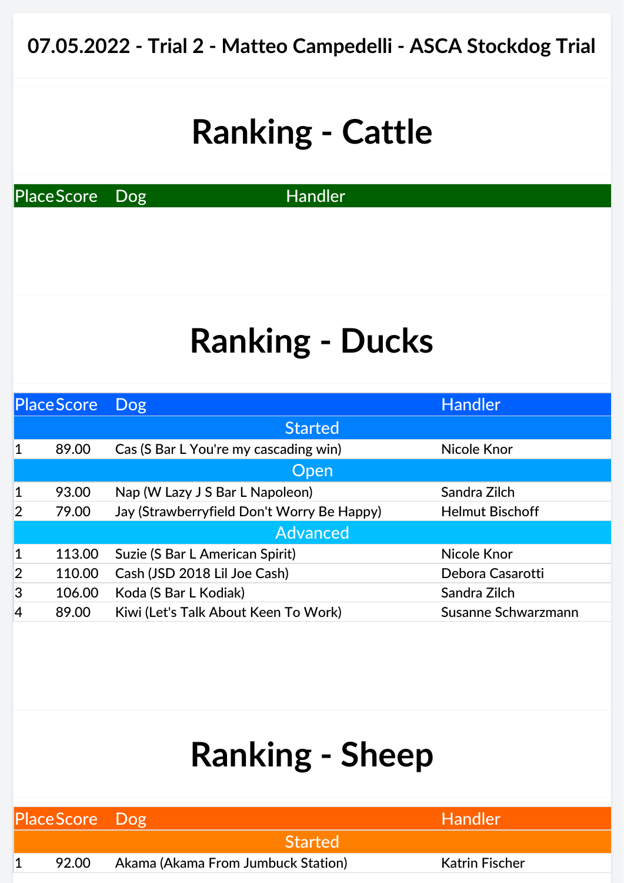## 07.05.2022 - Trial 2 - Matteo Campedelli - ASCA Stockdog Trial

# Ranking - Cattle

| Place | Score | Dog | Handler |
|---|---|---|---|

# Ranking - Ducks

| Place | Score | Dog | Handler |
|---|---|---|---|
| | | **Started** | |
| 1 | 89.00 | Cas (S Bar L You're my cascading win) | Nicole Knor |
| | | **Open** | |
| 1 | 93.00 | Nap (W Lazy J S Bar L Napoleon) | Sandra Zilch |
| 2 | 79.00 | Jay (Strawberryfield Don't Worry Be Happy) | Helmut Bischoff |
| | | **Advanced** | |
| 1 | 113.00 | Suzie (S Bar L American Spirit) | Nicole Knor |
| 2 | 110.00 | Cash (JSD 2018 Lil Joe Cash) | Debora Casarotti |
| 3 | 106.00 | Koda (S Bar L Kodiak) | Sandra Zilch |
| 4 | 89.00 | Kiwi (Let's Talk About Keen To Work) | Susanne Schwarzmann |

# Ranking - Sheep

| Place | Score | Dog | Handler |
|---|---|---|---|
| | | **Started** | |
| 1 | 92.00 | Akama (Akama From Jumbuck Station) | Katrin Fischer |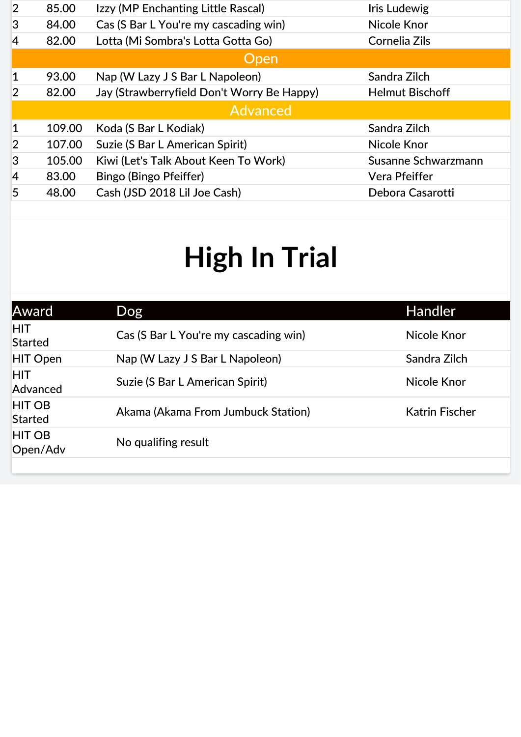| | | | |
|---|---|---|---|
| 2 | 85.00 | Izzy (MP Enchanting Little Rascal) | Iris Ludewig |
| 3 | 84.00 | Cas (S Bar L You're my cascading win) | Nicole Knor |
| 4 | 82.00 | Lotta (Mi Sombra's Lotta Gotta Go) | Cornelia Zils |
| **Open** | | | |
| 1 | 93.00 | Nap (W Lazy J S Bar L Napoleon) | Sandra Zilch |
| 2 | 82.00 | Jay (Strawberryfield Don't Worry Be Happy) | Helmut Bischoff |
| **Advanced** | | | |
| 1 | 109.00 | Koda (S Bar L Kodiak) | Sandra Zilch |
| 2 | 107.00 | Suzie (S Bar L American Spirit) | Nicole Knor |
| 3 | 105.00 | Kiwi (Let's Talk About Keen To Work) | Susanne Schwarzmann |
| 4 | 83.00 | Bingo (Bingo Pfeiffer) | Vera Pfeiffer |
| 5 | 48.00 | Cash (JSD 2018 Lil Joe Cash) | Debora Casarotti |

# High In Trial

| Award | Dog | Handler |
|---|---|---|
| HIT Started | Cas (S Bar L You're my cascading win) | Nicole Knor |
| HIT Open | Nap (W Lazy J S Bar L Napoleon) | Sandra Zilch |
| HIT Advanced | Suzie (S Bar L American Spirit) | Nicole Knor |
| HIT OB Started | Akama (Akama From Jumbuck Station) | Katrin Fischer |
| HIT OB Open/Adv | No qualifing result | |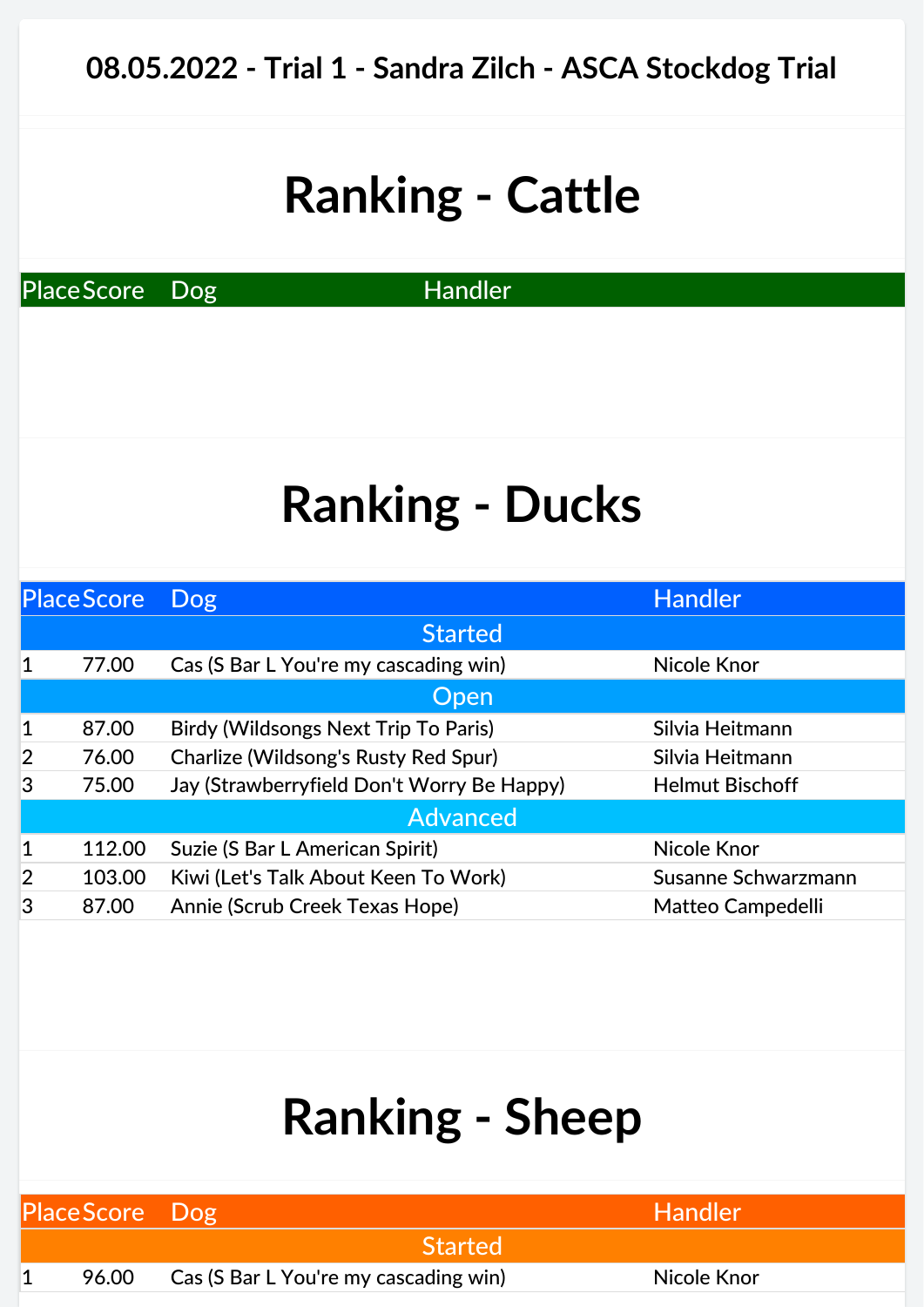# 08.05.2022 - Trial 1 - Sandra Zilch - ASCA Stockdog Trial

## Ranking - Cattle

| Place | Score | Dog | Handler |
|---|---|---|---|

## Ranking - Ducks

| Place | Score | Dog | Handler |
|---|---|---|---|
| **Started** | | | |
| 1 | 77.00 | Cas (S Bar L You're my cascading win) | Nicole Knor |
| **Open** | | | |
| 1 | 87.00 | Birdy (Wildsongs Next Trip To Paris) | Silvia Heitmann |
| 2 | 76.00 | Charlize (Wildsong's Rusty Red Spur) | Silvia Heitmann |
| 3 | 75.00 | Jay (Strawberryfield Don't Worry Be Happy) | Helmut Bischoff |
| **Advanced** | | | |
| 1 | 112.00 | Suzie (S Bar L American Spirit) | Nicole Knor |
| 2 | 103.00 | Kiwi (Let's Talk About Keen To Work) | Susanne Schwarzmann |
| 3 | 87.00 | Annie (Scrub Creek Texas Hope) | Matteo Campedelli |

## Ranking - Sheep

| Place | Score | Dog | Handler |
|---|---|---|---|
| **Started** | | | |
| 1 | 96.00 | Cas (S Bar L You're my cascading win) | Nicole Knor |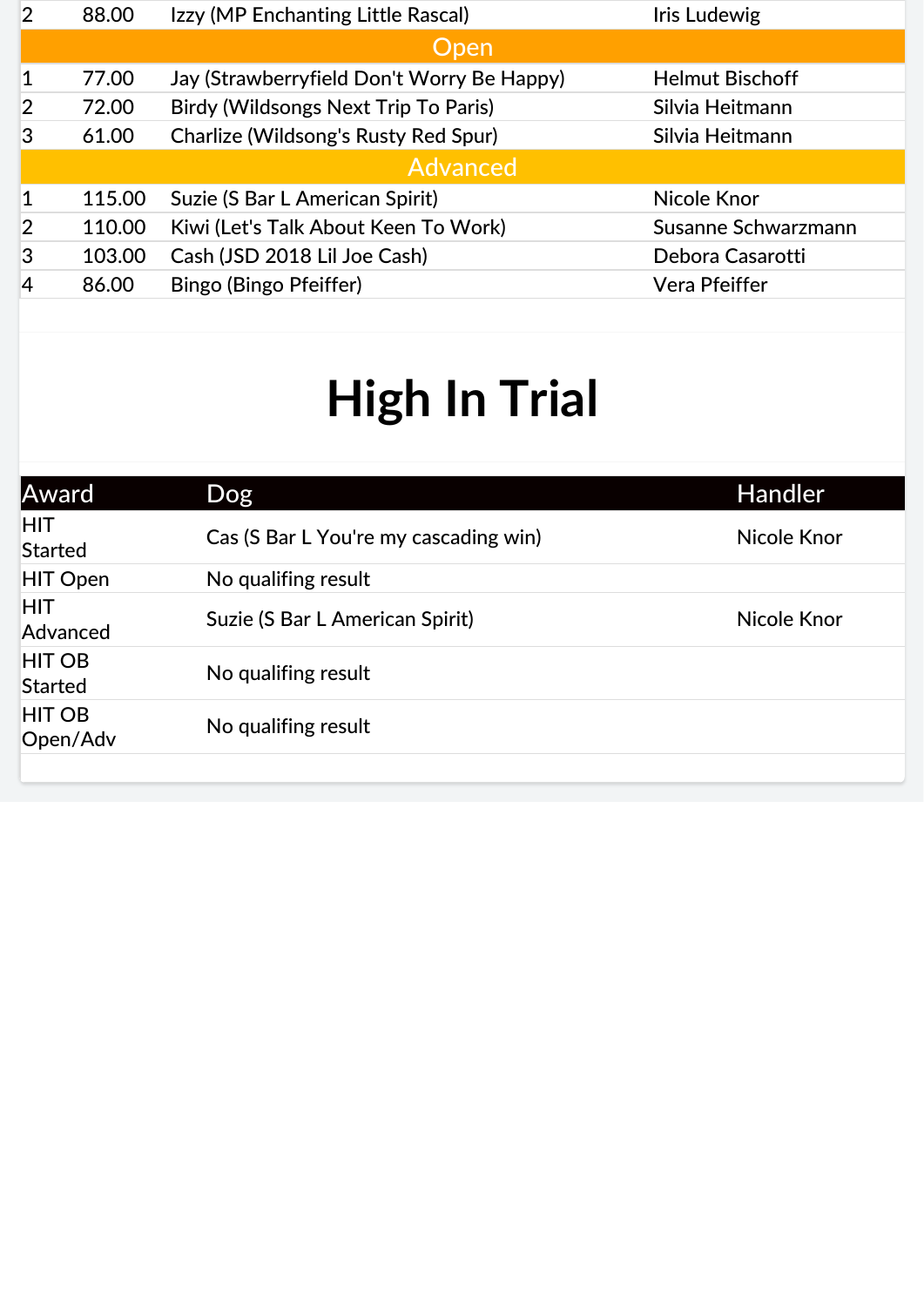| | | | |
|---|---|---|---|
| 2 | 88.00 | Izzy (MP Enchanting Little Rascal) | Iris Ludewig |
| **Open** | | | |
| 1 | 77.00 | Jay (Strawberryfield Don't Worry Be Happy) | Helmut Bischoff |
| 2 | 72.00 | Birdy (Wildsongs Next Trip To Paris) | Silvia Heitmann |
| 3 | 61.00 | Charlize (Wildsong's Rusty Red Spur) | Silvia Heitmann |
| **Advanced** | | | |
| 1 | 115.00 | Suzie (S Bar L American Spirit) | Nicole Knor |
| 2 | 110.00 | Kiwi (Let's Talk About Keen To Work) | Susanne Schwarzmann |
| 3 | 103.00 | Cash (JSD 2018 Lil Joe Cash) | Debora Casarotti |
| 4 | 86.00 | Bingo (Bingo Pfeiffer) | Vera Pfeiffer |

# High In Trial

| Award | Dog | Handler |
|---|---|---|
| HIT Started | Cas (S Bar L You're my cascading win) | Nicole Knor |
| HIT Open | No qualifing result | |
| HIT Advanced | Suzie (S Bar L American Spirit) | Nicole Knor |
| HIT OB Started | No qualifing result | |
| HIT OB Open/Adv | No qualifing result | |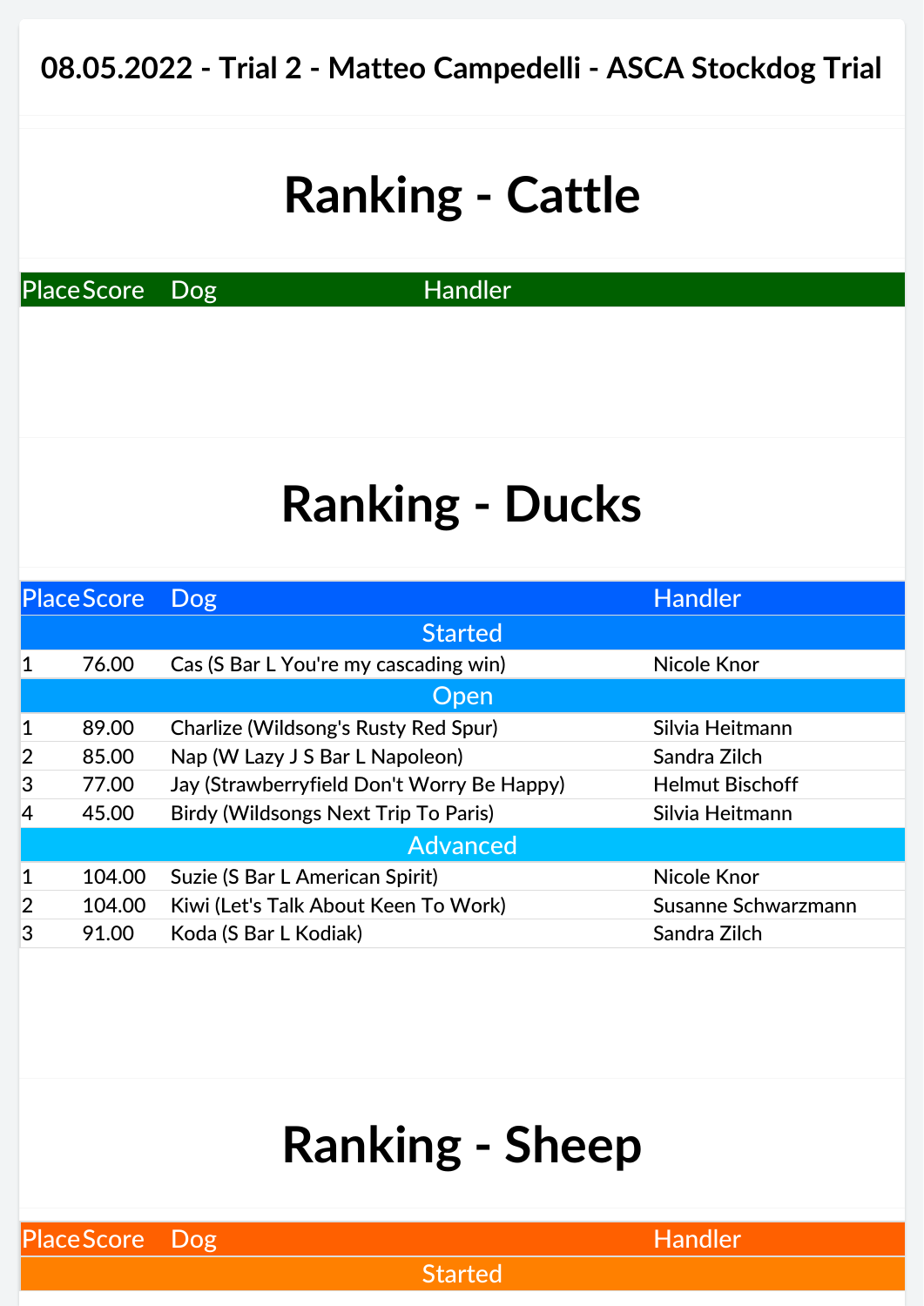# 08.05.2022 - Trial 2 - Matteo Campedelli - ASCA Stockdog Trial

## Ranking - Cattle

| Place | Score | Dog | Handler |
|---|---|---|---|

## Ranking - Ducks

| Place | Score | Dog | Handler |
|---|---|---|---|
| | | Started | |
| 1 | 76.00 | Cas (S Bar L You're my cascading win) | Nicole Knor |
| | | Open | |
| 1 | 89.00 | Charlize (Wildsong's Rusty Red Spur) | Silvia Heitmann |
| 2 | 85.00 | Nap (W Lazy J S Bar L Napoleon) | Sandra Zilch |
| 3 | 77.00 | Jay (Strawberryfield Don't Worry Be Happy) | Helmut Bischoff |
| 4 | 45.00 | Birdy (Wildsongs Next Trip To Paris) | Silvia Heitmann |
| | | Advanced | |
| 1 | 104.00 | Suzie (S Bar L American Spirit) | Nicole Knor |
| 2 | 104.00 | Kiwi (Let's Talk About Keen To Work) | Susanne Schwarzmann |
| 3 | 91.00 | Koda (S Bar L Kodiak) | Sandra Zilch |

## Ranking - Sheep

| Place | Score | Dog | Handler |
|---|---|---|---|
| | | Started | |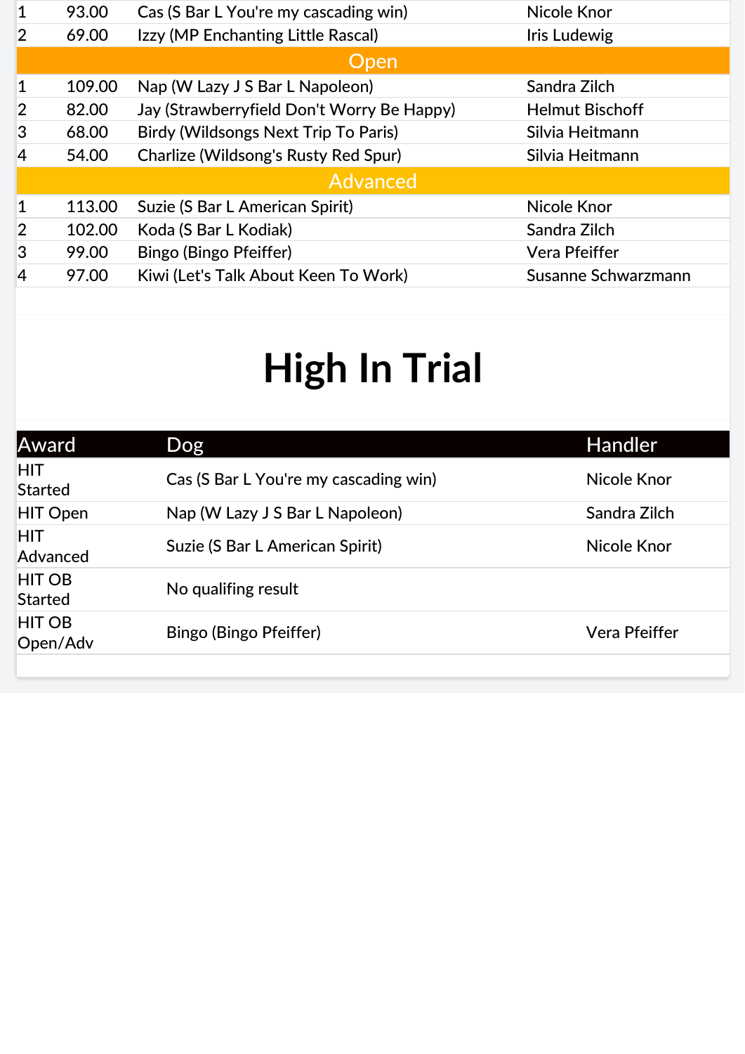| | | | |
|---|---|---|---|
| 1 | 93.00 | Cas (S Bar L You're my cascading win) | Nicole Knor |
| 2 | 69.00 | Izzy (MP Enchanting Little Rascal) | Iris Ludewig |
| **Open** | | | |
| 1 | 109.00 | Nap (W Lazy J S Bar L Napoleon) | Sandra Zilch |
| 2 | 82.00 | Jay (Strawberryfield Don't Worry Be Happy) | Helmut Bischoff |
| 3 | 68.00 | Birdy (Wildsongs Next Trip To Paris) | Silvia Heitmann |
| 4 | 54.00 | Charlize (Wildsong's Rusty Red Spur) | Silvia Heitmann |
| **Advanced** | | | |
| 1 | 113.00 | Suzie (S Bar L American Spirit) | Nicole Knor |
| 2 | 102.00 | Koda (S Bar L Kodiak) | Sandra Zilch |
| 3 | 99.00 | Bingo (Bingo Pfeiffer) | Vera Pfeiffer |
| 4 | 97.00 | Kiwi (Let's Talk About Keen To Work) | Susanne Schwarzmann |

# High In Trial

| Award | Dog | Handler |
|---|---|---|
| HIT Started | Cas (S Bar L You're my cascading win) | Nicole Knor |
| HIT Open | Nap (W Lazy J S Bar L Napoleon) | Sandra Zilch |
| HIT Advanced | Suzie (S Bar L American Spirit) | Nicole Knor |
| HIT OB Started | No qualifing result | |
| HIT OB Open/Adv | Bingo (Bingo Pfeiffer) | Vera Pfeiffer |